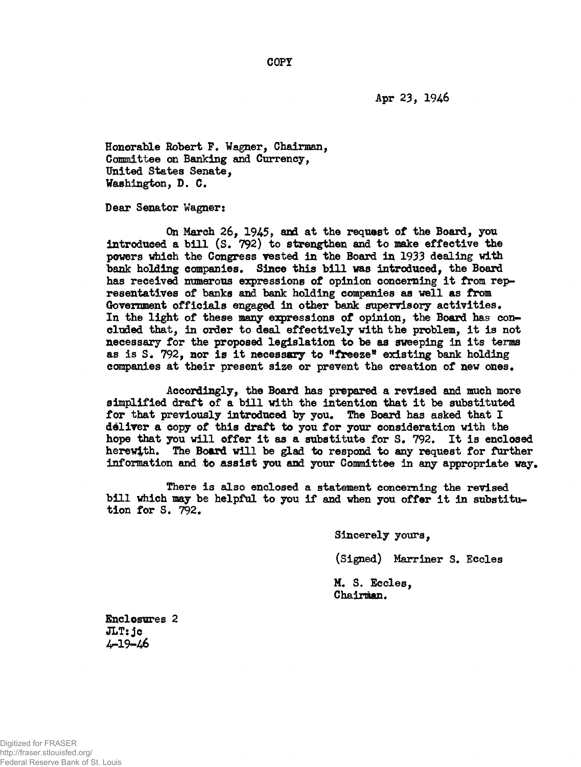COPY

Apr 23, 1946

Honorable Robert F. Wagner, Chairman,
Committee on Banking and Currency,
United States Senate,
Washington, D. C.

Dear Senator Wagner:

On March 26, 1945, and at the request of the Board, you introduced a bill (S. 792) to strengthen and to make effective the powers which the Congress vested in the Board in 1933 dealing with bank holding companies. Since this bill was introduced, the Board has received numerous expressions of opinion concerning it from representatives of banks and bank holding companies as well as from Government officials engaged in other bank supervisory activities. In the light of these many expressions of opinion, the Board has concluded that, in order to deal effectively with the problem, it is not necessary for the proposed legislation to be as sweeping in its terms as is S. 792, nor is it necessary to "freeze" existing bank holding companies at their present size or prevent the creation of new ones.

Accordingly, the Board has prepared a revised and much more simplified draft of a bill with the intention that it be substituted for that previously introduced by you. The Board has asked that I deliver a copy of this draft to you for your consideration with the hope that you will offer it as a substitute for S. 792. It is enclosed herewith. The Board will be glad to respond to any request for further information and to assist you and your Committee in any appropriate way.

There is also enclosed a statement concerning the revised bill which may be helpful to you if and when you offer it in substitution for S. 792.

Sincerely yours,

(Signed) Marriner S. Eccles

M. S. Eccles,
Chairman.

Enclosures 2
JLT:jc
4-19-46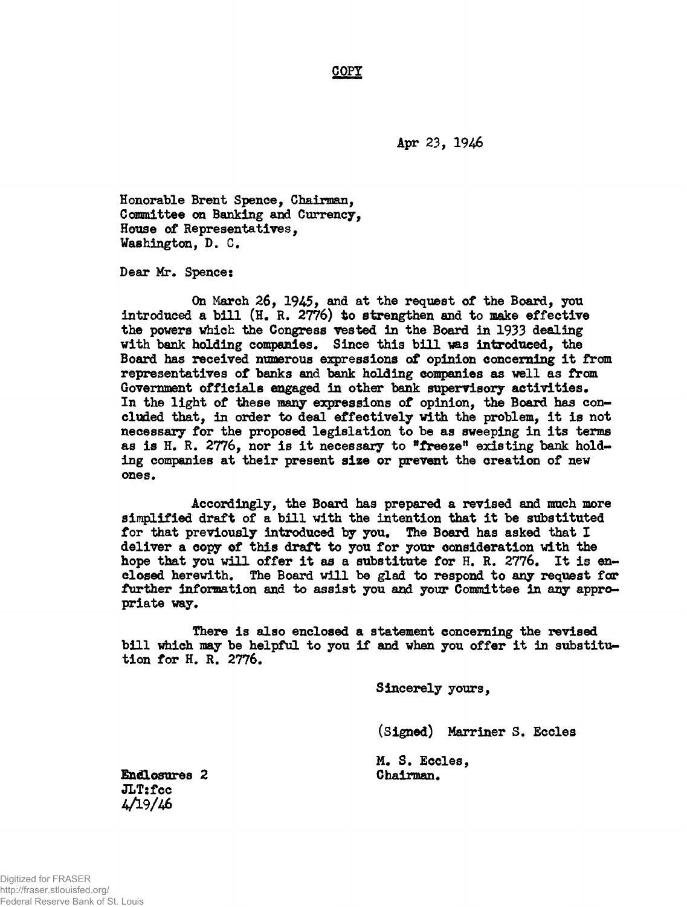COPY

Apr 23, 1946

Honorable Brent Spence, Chairman,
Committee on Banking and Currency,
House of Representatives,
Washington, D. C.

Dear Mr. Spence:

On March 26, 1945, and at the request of the Board, you introduced a bill (H. R. 2776) to strengthen and to make effective the powers which the Congress vested in the Board in 1933 dealing with bank holding companies. Since this bill was introduced, the Board has received numerous expressions of opinion concerning it from representatives of banks and bank holding companies as well as from Government officials engaged in other bank supervisory activities. In the light of these many expressions of opinion, the Board has concluded that, in order to deal effectively with the problem, it is not necessary for the proposed legislation to be as sweeping in its terms as is H. R. 2776, nor is it necessary to "freeze" existing bank holding companies at their present size or prevent the creation of new ones.

Accordingly, the Board has prepared a revised and much more simplified draft of a bill with the intention that it be substituted for that previously introduced by you. The Board has asked that I deliver a copy of this draft to you for your consideration with the hope that you will offer it as a substitute for H. R. 2776. It is enclosed herewith. The Board will be glad to respond to any request for further information and to assist you and your Committee in any appropriate way.

There is also enclosed a statement concerning the revised bill which may be helpful to you if and when you offer it in substitution for H. R. 2776.

Sincerely yours,

(Signed) Marriner S. Eccles

M. S. Eccles,
Chairman.

Enclosures 2
JLT:fcc
4/19/46